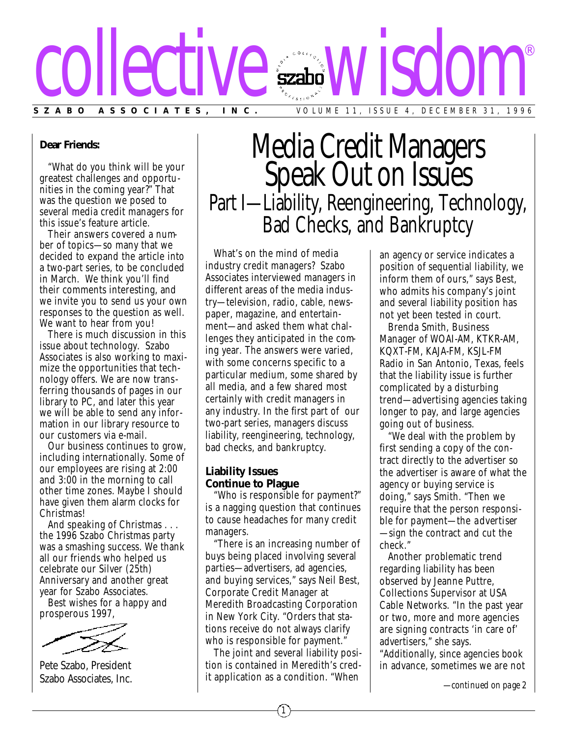# collective wisdom®

**SZABO ASSOCIATES, INC.** VOLUME 11, ISSUE 4, DECEMBER 31, 1996

**Dear Friends:**

"What do you think will be your greatest challenges and opportunities in the coming year?" That was the question we posed to several media credit managers for this issue's feature article.

Their answers covered a number of topics—so many that we decided to expand the article into a two-part series, to be concluded in March. We think you'll find their comments interesting, and we invite you to send us your own responses to the question as well. We want to hear from you!

There is much discussion in this issue about technology. Szabo Associates is also working to maximize the opportunities that technology offers. We are now transferring thousands of pages in our library to PC, and later this year we will be able to send any information in our library resource to our customers via e-mail.

Our business continues to grow, including internationally. Some of our employees are rising at 2:00 and 3:00 in the morning to call other time zones. Maybe I should have given them alarm clocks for Christmas!

And speaking of Christmas . . . the 1996 Szabo Christmas party was a smashing success. We thank all our friends who helped us celebrate our Silver (25th) Anniversary and another great year for Szabo Associates.

Best wishes for a happy and prosperous 1997,

Pete Szabo, President
Szabo Associates, Inc.

# Media Credit Managers Speak Out on Issues

## Part I—Liability, Reengineering, Technology, Bad Checks, and Bankruptcy

What's on the mind of media industry credit managers? Szabo Associates interviewed managers in different areas of the media industry—television, radio, cable, newspaper, magazine, and entertainment—and asked them what challenges they anticipated in the coming year. The answers were varied, with some concerns specific to a particular medium, some shared by all media, and a few shared most certainly with credit managers in any industry. In the first part of our two-part series, managers discuss liability, reengineering, technology, bad checks, and bankruptcy.

### Liability Issues Continue to Plague

"Who is responsible for payment?" is a nagging question that continues to cause headaches for many credit managers.

"There is an increasing number of buys being placed involving several parties—advertisers, ad agencies, and buying services," says Neil Best, Corporate Credit Manager at Meredith Broadcasting Corporation in New York City. "Orders that stations receive do not always clarify who is responsible for payment."

The joint and several liability position is contained in Meredith's credit application as a condition. "When an agency or service indicates a position of sequential liability, we inform them of ours," says Best, who admits his company's joint and several liability position has not yet been tested in court.

Brenda Smith, Business Manager of WOAI-AM, KTKR-AM, KQXT-FM, KAJA-FM, KSJL-FM Radio in San Antonio, Texas, feels that the liability issue is further complicated by a disturbing trend—advertising agencies taking longer to pay, and large agencies going out of business.

"We deal with the problem by first sending a copy of the contract directly to the advertiser so the advertiser is aware of what the agency or buying service is doing," says Smith. "Then we require that the person responsible for payment—*the advertiser*—sign the contract and cut the check."

Another problematic trend regarding liability has been observed by Jeanne Puttre, Collections Supervisor at USA Cable Networks. "In the past year or two, more and more agencies are signing contracts 'in care of' advertisers," she says. "Additionally, since agencies book in advance, sometimes we are not

*—continued on page 2*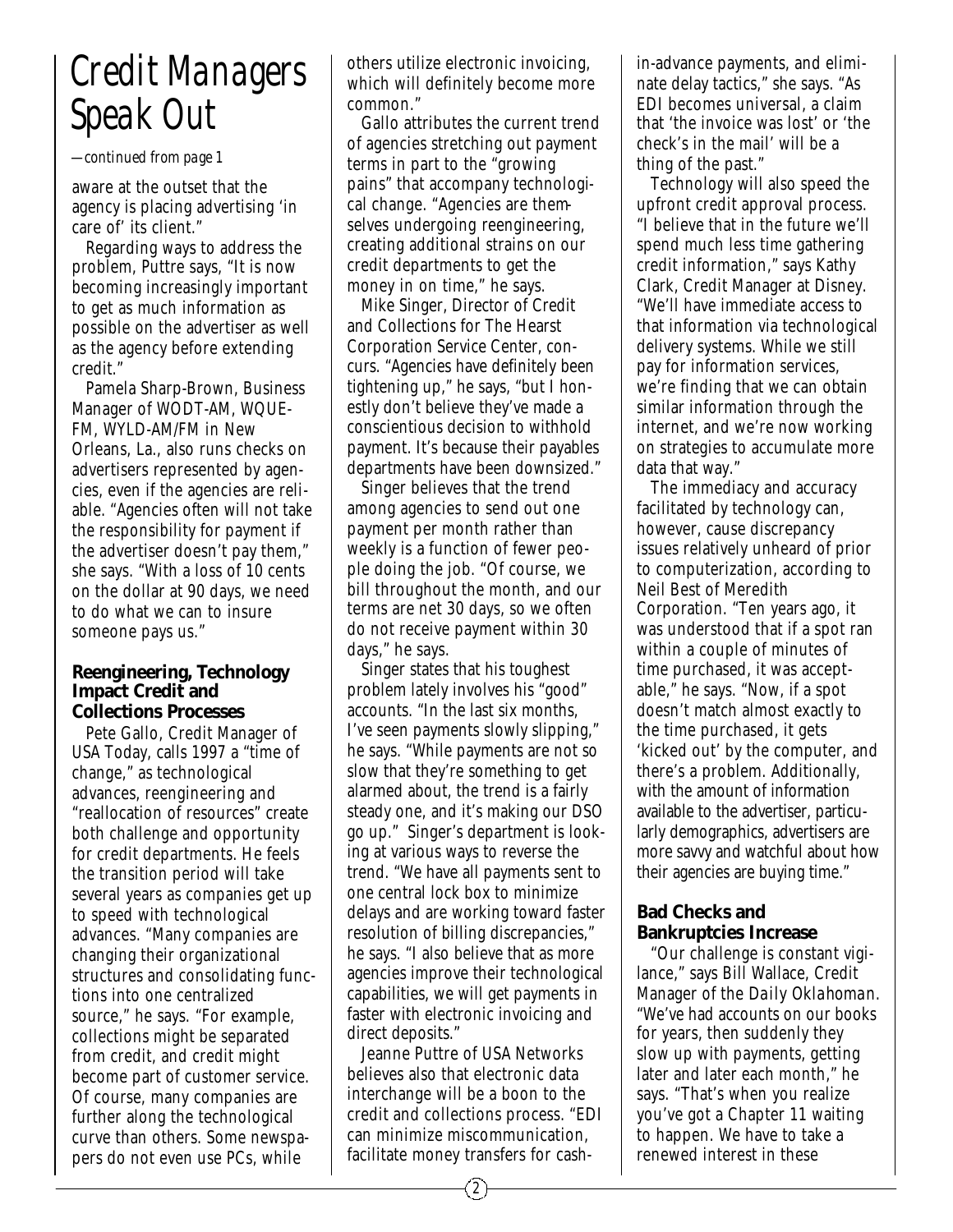# Credit Managers Speak Out

*—continued from page 1*

aware at the outset that the agency is placing advertising 'in care of' its client."

Regarding ways to address the problem, Puttre says, "It is now becoming increasingly important to get as much information as possible on the advertiser as well as the agency before extending credit."

Pamela Sharp-Brown, Business Manager of WODT-AM, WQUE-FM, WYLD-AM/FM in New Orleans, La., also runs checks on advertisers represented by agencies, even if the agencies are reliable. "Agencies often will not take the responsibility for payment if the advertiser doesn't pay them," she says. "With a loss of 10 cents on the dollar at 90 days, we need to do what we can to insure someone pays us."

## Reengineering, Technology Impact Credit and Collections Processes

Pete Gallo, Credit Manager of USA Today, calls 1997 a "time of change," as technological advances, reengineering and "reallocation of resources" create both challenge and opportunity for credit departments. He feels the transition period will take several years as companies get up to speed with technological advances. "Many companies are changing their organizational structures and consolidating functions into one centralized source," he says. "For example, collections might be separated from credit, and credit might become part of customer service. Of course, many companies are further along the technological curve than others. Some newspapers do not even use PCs, while others utilize electronic invoicing, which will definitely become more common."

Gallo attributes the current trend of agencies stretching out payment terms in part to the "growing pains" that accompany technological change. "Agencies are themselves undergoing reengineering, creating additional strains on our credit departments to get the money in on time," he says.

Mike Singer, Director of Credit and Collections for The Hearst Corporation Service Center, concurs. "Agencies have definitely been tightening up," he says, "but I honestly don't believe they've made a conscientious decision to withhold payment. It's because their payables departments have been downsized."

Singer believes that the trend among agencies to send out one payment per month rather than weekly is a function of fewer people doing the job. "Of course, we bill throughout the month, and our terms are net 30 days, so we often do not receive payment within 30 days," he says.

Singer states that his toughest problem lately involves his "good" accounts. "In the last six months, I've seen payments slowly slipping," he says. "While payments are not so slow that they're something to get alarmed about, the trend is a fairly steady one, and it's making our DSO go up." Singer's department is looking at various ways to reverse the trend. "We have all payments sent to one central lock box to minimize delays and are working toward faster resolution of billing discrepancies," he says. "I also believe that as more agencies improve their technological capabilities, we will get payments in faster with electronic invoicing and direct deposits."

Jeanne Puttre of USA Networks believes also that electronic data interchange will be a boon to the credit and collections process. "EDI can minimize miscommunication, facilitate money transfers for cash-in-advance payments, and eliminate delay tactics," she says. "As EDI becomes universal, a claim that 'the invoice was lost' or 'the check's in the mail' will be a thing of the past."

Technology will also speed the upfront credit approval process. "I believe that in the future we'll spend much less time gathering credit information," says Kathy Clark, Credit Manager at Disney. "We'll have immediate access to that information via technological delivery systems. While we still pay for information services, we're finding that we can obtain similar information through the internet, and we're now working on strategies to accumulate more data that way."

The immediacy and accuracy facilitated by technology can, however, cause discrepancy issues relatively unheard of prior to computerization, according to Neil Best of Meredith Corporation. "Ten years ago, it was understood that if a spot ran within a couple of minutes of time purchased, it was acceptable," he says. "Now, if a spot doesn't match almost exactly to the time purchased, it gets 'kicked out' by the computer, and there's a problem. Additionally, with the amount of information available to the advertiser, particularly demographics, advertisers are more savvy and watchful about how their agencies are buying time."

## Bad Checks and Bankruptcies Increase

"Our challenge is constant vigilance," says Bill Wallace, Credit Manager of the *Daily Oklahoman*. "We've had accounts on our books for years, then suddenly they slow up with payments, getting later and later each month," he says. "That's when you realize you've got a Chapter 11 waiting to happen. We have to take a renewed interest in these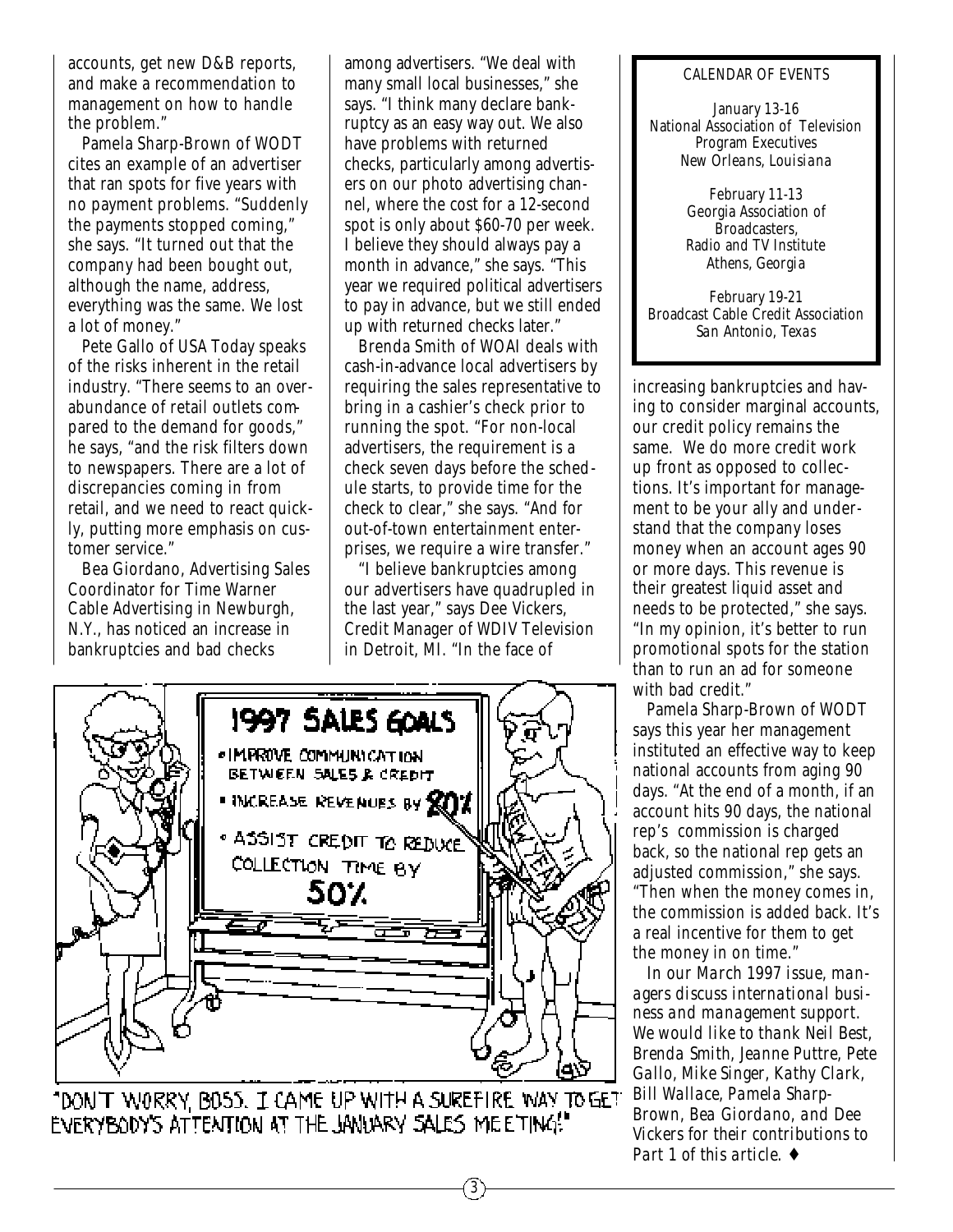accounts, get new D&B reports, and make a recommendation to management on how to handle the problem."

Pamela Sharp-Brown of WODT cites an example of an advertiser that ran spots for five years with no payment problems. "Suddenly the payments stopped coming," she says. "It turned out that the company had been bought out, although the name, address, everything was the same. We lost a lot of money."

Pete Gallo of USA Today speaks of the risks inherent in the retail industry. "There seems to an overabundance of retail outlets compared to the demand for goods," he says, "and the risk filters down to newspapers. There are a lot of discrepancies coming in from retail, and we need to react quickly, putting more emphasis on customer service."

Bea Giordano, Advertising Sales Coordinator for Time Warner Cable Advertising in Newburgh, N.Y., has noticed an increase in bankruptcies and bad checks among advertisers. "We deal with many small local businesses," she says. "I think many declare bankruptcy as an easy way out. We also have problems with returned checks, particularly among advertisers on our photo advertising channel, where the cost for a 12-second spot is only about $60-70 per week. I believe they should always pay a month in advance," she says. "This year we required political advertisers to pay in advance, but we still ended up with returned checks later."

Brenda Smith of WOAI deals with cash-in-advance local advertisers by requiring the sales representative to bring in a cashier's check prior to running the spot. "For non-local advertisers, the requirement is a check seven days before the schedule starts, to provide time for the check to clear," she says. "And for out-of-town entertainment enterprises, we require a wire transfer."

"I believe bankruptcies among our advertisers have quadrupled in the last year," says Dee Vickers, Credit Manager of WDIV Television in Detroit, MI. "In the face of increasing bankruptcies and having to consider marginal accounts, our credit policy remains the same. We do more credit work up front as opposed to collections. It's important for management to be your ally and understand that the company loses money when an account ages 90 or more days. This revenue is their greatest liquid asset and needs to be protected," she says. "In my opinion, it's better to run promotional spots for the station than to run an ad for someone with bad credit."

Pamela Sharp-Brown of WODT says this year her management instituted an effective way to keep national accounts from aging 90 days. "At the end of a month, if an account hits 90 days, the national rep's commission is charged back, so the national rep gets an adjusted commission," she says. "Then when the money comes in, the commission is added back. It's a real incentive for them to get the money in on time."

*In our March 1997 issue, managers discuss international business and management support. We would like to thank Neil Best, Brenda Smith, Jeanne Puttre, Pete Gallo, Mike Singer, Kathy Clark, Bill Wallace, Pamela Sharp-Brown, Bea Giordano, and Dee Vickers for their contributions to Part 1 of this article.* ♦

"DON'T WORRY, BOSS. I CAME UP WITH A SUREFIRE WAY TO GET EVERYBODY'S ATTENTION AT THE JANUARY SALES MEETING!"

**CALENDAR OF EVENTS**

January 13-16
National Association of Television Program Executives
*New Orleans, Louisiana*

February 11-13
Georgia Association of Broadcasters, Radio and TV Institute
*Athens, Georgia*

February 19-21
Broadcast Cable Credit Association
*San Antonio, Texas*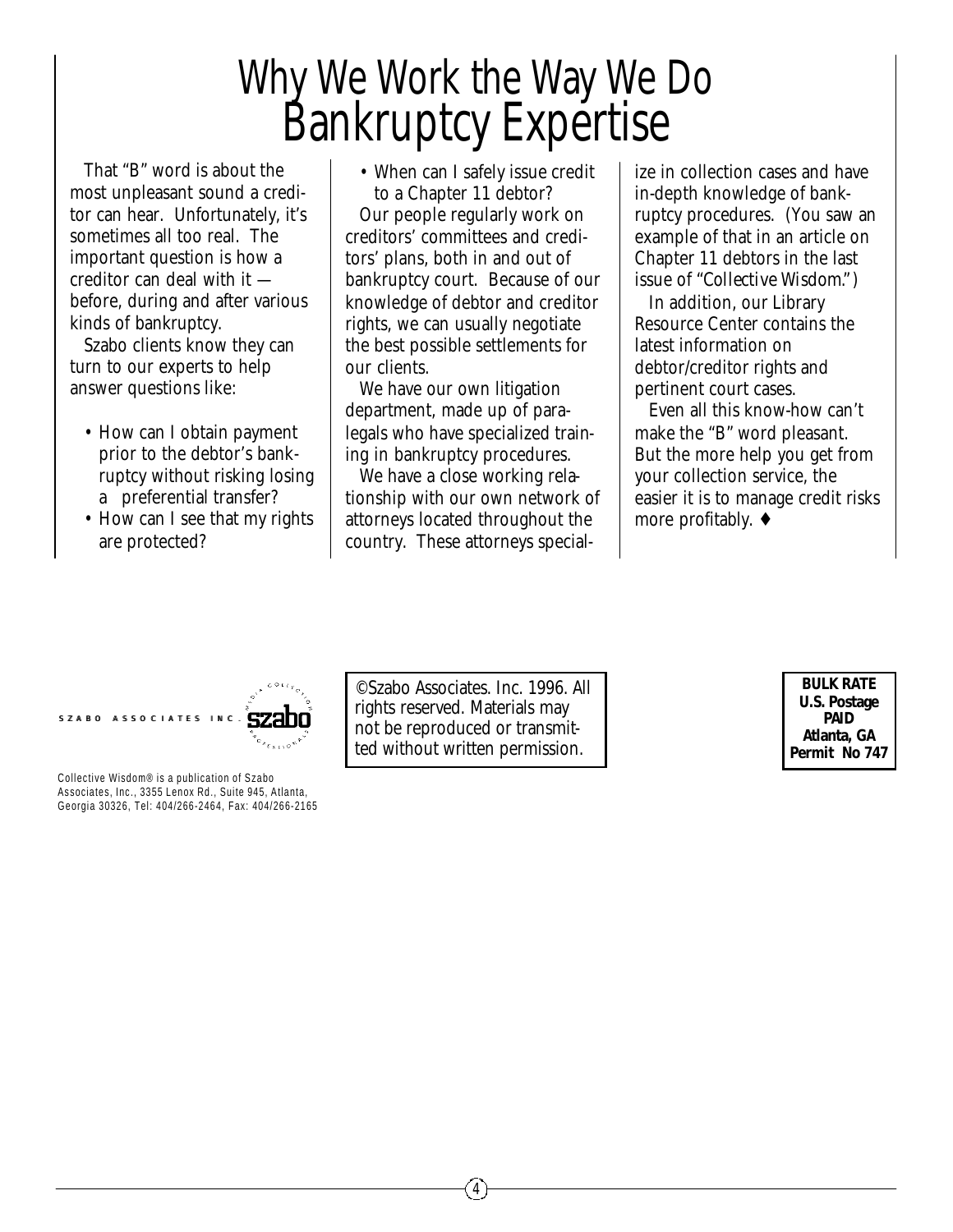# Why We Work the Way We Do
# Bankruptcy Expertise

That "B" word is about the most unpleasant sound a creditor can hear. Unfortunately, it's sometimes all too real. The important question is how a creditor can deal with it — before, during and after various kinds of bankruptcy.

Szabo clients know they can turn to our experts to help answer questions like:

- How can I obtain payment prior to the debtor's bankruptcy without risking losing a preferential transfer?
- How can I see that my rights are protected?
- When can I safely issue credit to a Chapter 11 debtor?

Our people regularly work on creditors' committees and creditors' plans, both in and out of bankruptcy court. Because of our knowledge of debtor and creditor rights, we can usually negotiate the best possible settlements for our clients.

We have our own litigation department, made up of paralegals who have specialized training in bankruptcy procedures.

We have a close working relationship with our own network of attorneys located throughout the country. These attorneys specialize in collection cases and have in-depth knowledge of bankruptcy procedures. (You saw an example of that in an article on Chapter 11 debtors in the last issue of "Collective Wisdom.")

In addition, our Library Resource Center contains the latest information on debtor/creditor rights and pertinent court cases.

Even all this know-how can't make the "B" word pleasant. But the more help you get from your collection service, the easier it is to manage credit risks more profitably. ♦

SZABO ASSOCIATES INC. szabo

Collective Wisdom® is a publication of Szabo Associates, Inc., 3355 Lenox Rd., Suite 945, Atlanta, Georgia 30326, Tel: 404/266-2464, Fax: 404/266-2165

©Szabo Associates. Inc. 1996. All rights reserved. Materials may not be reproduced or transmitted without written permission.

**BULK RATE**
**U.S. Postage**
**PAID**
**Atlanta, GA**
**Permit No 747**